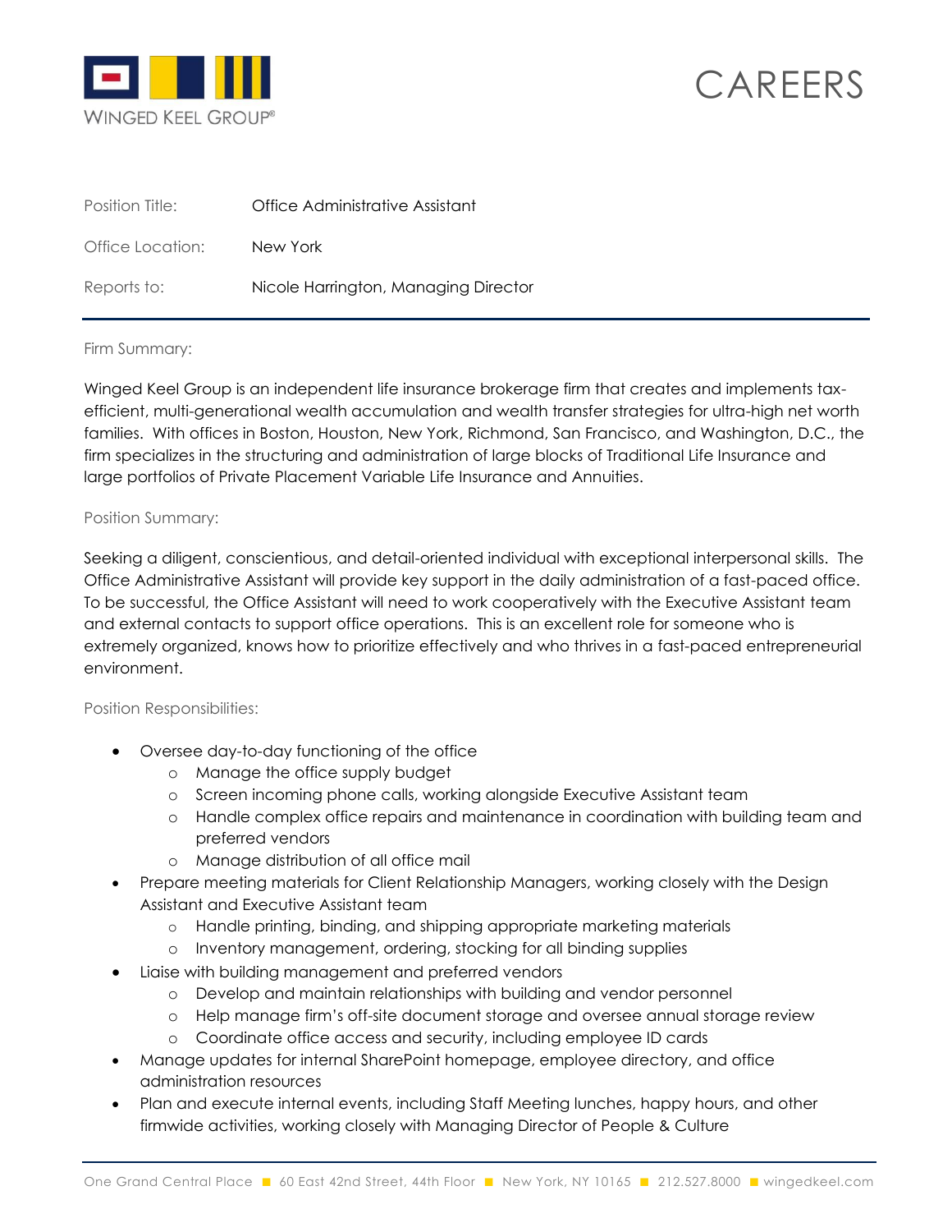WINGED KEEL GROUP®

# CAREERS

| | |
|---|---|
| Position Title: | Office Administrative Assistant |
| Office Location: | New York |
| Reports to: | Nicole Harrington, Managing Director |

## Firm Summary:

Winged Keel Group is an independent life insurance brokerage firm that creates and implements tax-efficient, multi-generational wealth accumulation and wealth transfer strategies for ultra-high net worth families. With offices in Boston, Houston, New York, Richmond, San Francisco, and Washington, D.C., the firm specializes in the structuring and administration of large blocks of Traditional Life Insurance and large portfolios of Private Placement Variable Life Insurance and Annuities.

## Position Summary:

Seeking a diligent, conscientious, and detail-oriented individual with exceptional interpersonal skills. The Office Administrative Assistant will provide key support in the daily administration of a fast-paced office. To be successful, the Office Assistant will need to work cooperatively with the Executive Assistant team and external contacts to support office operations. This is an excellent role for someone who is extremely organized, knows how to prioritize effectively and who thrives in a fast-paced entrepreneurial environment.

## Position Responsibilities:

- Oversee day-to-day functioning of the office
  - Manage the office supply budget
  - Screen incoming phone calls, working alongside Executive Assistant team
  - Handle complex office repairs and maintenance in coordination with building team and preferred vendors
  - Manage distribution of all office mail
- Prepare meeting materials for Client Relationship Managers, working closely with the Design Assistant and Executive Assistant team
  - Handle printing, binding, and shipping appropriate marketing materials
  - Inventory management, ordering, stocking for all binding supplies
- Liaise with building management and preferred vendors
  - Develop and maintain relationships with building and vendor personnel
  - Help manage firm's off-site document storage and oversee annual storage review
  - Coordinate office access and security, including employee ID cards
- Manage updates for internal SharePoint homepage, employee directory, and office administration resources
- Plan and execute internal events, including Staff Meeting lunches, happy hours, and other firmwide activities, working closely with Managing Director of People & Culture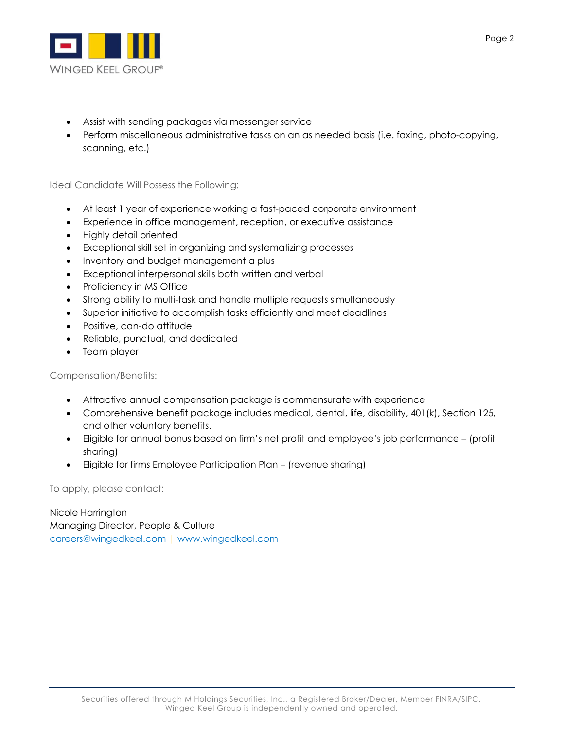- Assist with sending packages via messenger service
- Perform miscellaneous administrative tasks on an as needed basis (i.e. faxing, photo-copying, scanning, etc.)

## Ideal Candidate Will Possess the Following:

- At least 1 year of experience working a fast-paced corporate environment
- Experience in office management, reception, or executive assistance
- Highly detail oriented
- Exceptional skill set in organizing and systematizing processes
- Inventory and budget management a plus
- Exceptional interpersonal skills both written and verbal
- Proficiency in MS Office
- Strong ability to multi-task and handle multiple requests simultaneously
- Superior initiative to accomplish tasks efficiently and meet deadlines
- Positive, can-do attitude
- Reliable, punctual, and dedicated
- Team player

## Compensation/Benefits:

- Attractive annual compensation package is commensurate with experience
- Comprehensive benefit package includes medical, dental, life, disability, 401(k), Section 125, and other voluntary benefits.
- Eligible for annual bonus based on firm's net profit and employee's job performance – (profit sharing)
- Eligible for firms Employee Participation Plan – (revenue sharing)

## To apply, please contact:

Nicole Harrington
Managing Director, People & Culture
careers@wingedkeel.com | www.wingedkeel.com

Securities offered through M Holdings Securities, Inc., a Registered Broker/Dealer, Member FINRA/SIPC. Winged Keel Group is independently owned and operated.